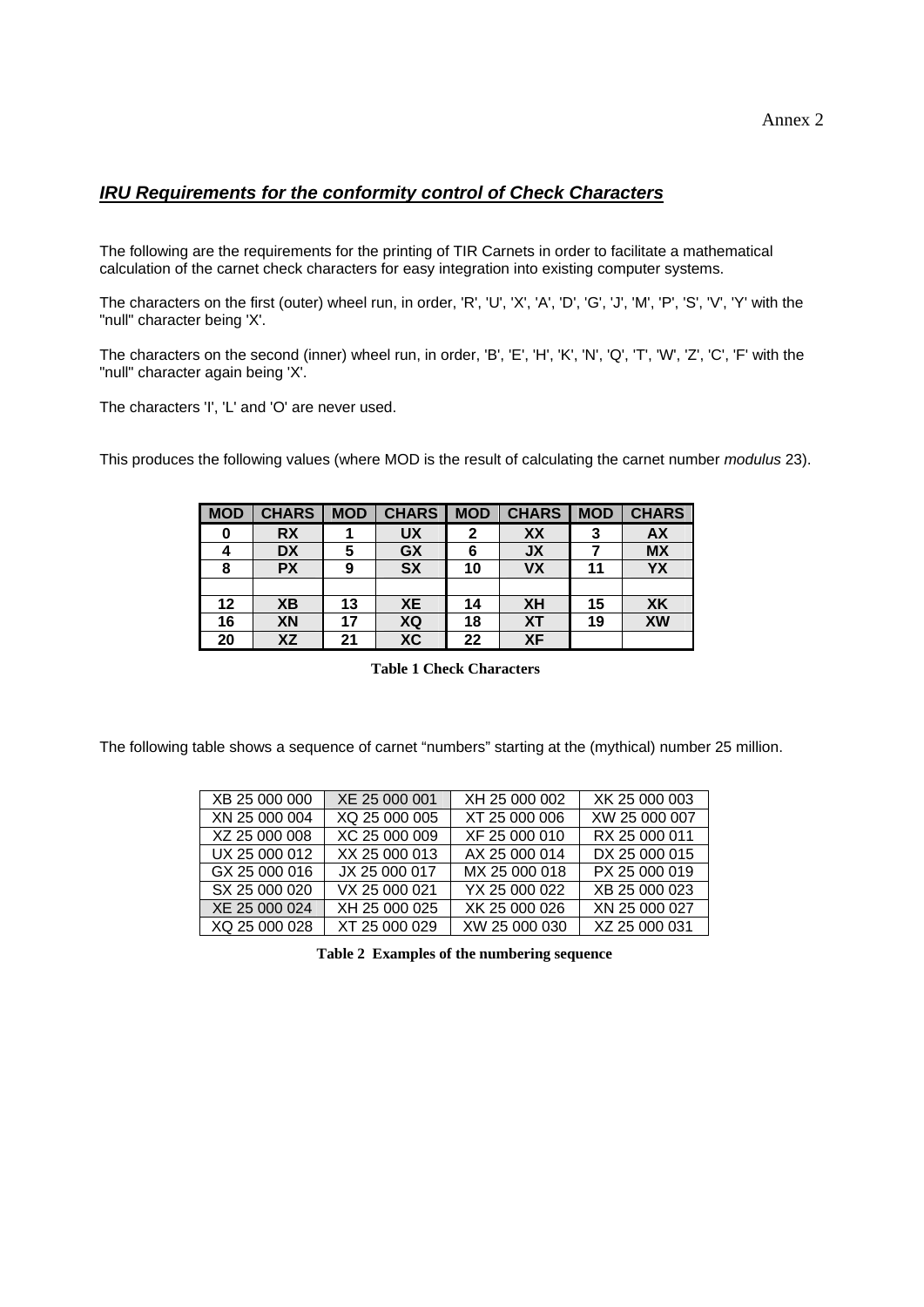Annex 2

## ***IRU Requirements for the conformity control of Check Characters***

The following are the requirements for the printing of TIR Carnets in order to facilitate a mathematical calculation of the carnet check characters for easy integration into existing computer systems.

The characters on the first (outer) wheel run, in order, 'R', 'U', 'X', 'A', 'D', 'G', 'J', 'M', 'P', 'S', 'V', 'Y' with the "null" character being 'X'.

The characters on the second (inner) wheel run, in order, 'B', 'E', 'H', 'K', 'N', 'Q', 'T', 'W', 'Z', 'C', 'F' with the "null" character again being 'X'.

The characters 'I', 'L' and 'O' are never used.

This produces the following values (where MOD is the result of calculating the carnet number *modulus* 23).

| MOD | CHARS | MOD | CHARS | MOD | CHARS | MOD | CHARS |
|---|---|---|---|---|---|---|---|
| 0 | RX | 1 | UX | 2 | XX | 3 | AX |
| 4 | DX | 5 | GX | 6 | JX | 7 | MX |
| 8 | PX | 9 | SX | 10 | VX | 11 | YX |
| | | | | | | | |
| 12 | XB | 13 | XE | 14 | XH | 15 | XK |
| 16 | XN | 17 | XQ | 18 | XT | 19 | XW |
| 20 | XZ | 21 | XC | 22 | XF | | |

**Table 1 Check Characters**

The following table shows a sequence of carnet "numbers" starting at the (mythical) number 25 million.

| | | | |
|---|---|---|---|
| XB 25 000 000 | XE 25 000 001 | XH 25 000 002 | XK 25 000 003 |
| XN 25 000 004 | XQ 25 000 005 | XT 25 000 006 | XW 25 000 007 |
| XZ 25 000 008 | XC 25 000 009 | XF 25 000 010 | RX 25 000 011 |
| UX 25 000 012 | XX 25 000 013 | AX 25 000 014 | DX 25 000 015 |
| GX 25 000 016 | JX 25 000 017 | MX 25 000 018 | PX 25 000 019 |
| SX 25 000 020 | VX 25 000 021 | YX 25 000 022 | XB 25 000 023 |
| XE 25 000 024 | XH 25 000 025 | XK 25 000 026 | XN 25 000 027 |
| XQ 25 000 028 | XT 25 000 029 | XW 25 000 030 | XZ 25 000 031 |

**Table 2 Examples of the numbering sequence**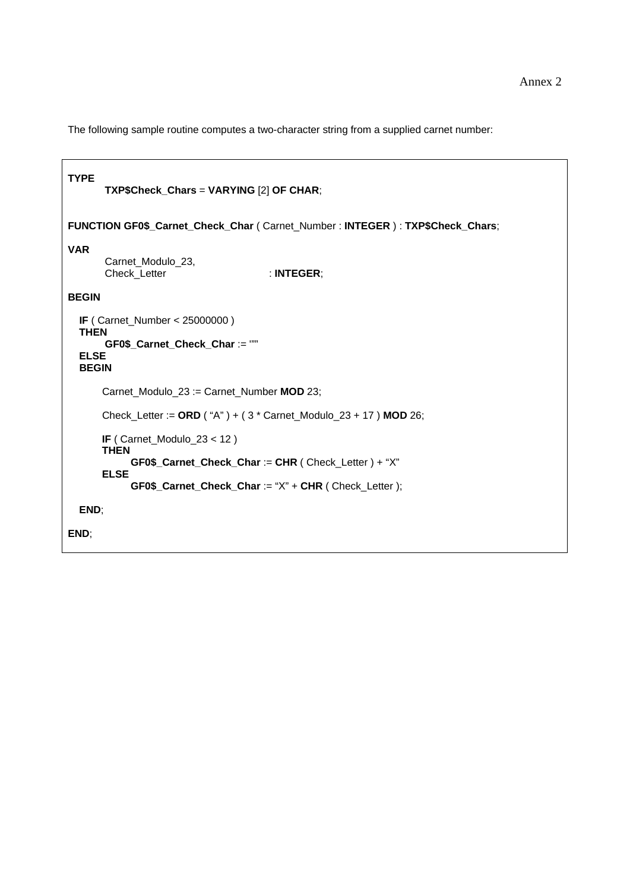# Annex 2

The following sample routine computes a two-character string from a supplied carnet number:

```
TYPE
        TXP$Check_Chars = VARYING [2] OF CHAR;


FUNCTION GF0$_Carnet_Check_Char ( Carnet_Number : INTEGER ) : TXP$Check_Chars;

VAR
        Carnet_Modulo_23,
        Check_Letter                    : INTEGER;

BEGIN

   IF ( Carnet_Number < 25000000 )
   THEN
        GF0$_Carnet_Check_Char := ''''
   ELSE
   BEGIN

        Carnet_Modulo_23 := Carnet_Number MOD 23;

        Check_Letter := ORD ( "A" ) + ( 3 * Carnet_Modulo_23 + 17 ) MOD 26;

        IF ( Carnet_Modulo_23 < 12 )
        THEN
              GF0$_Carnet_Check_Char := CHR ( Check_Letter ) + "X"
        ELSE
              GF0$_Carnet_Check_Char := "X" + CHR ( Check_Letter );

   END;

END;
```